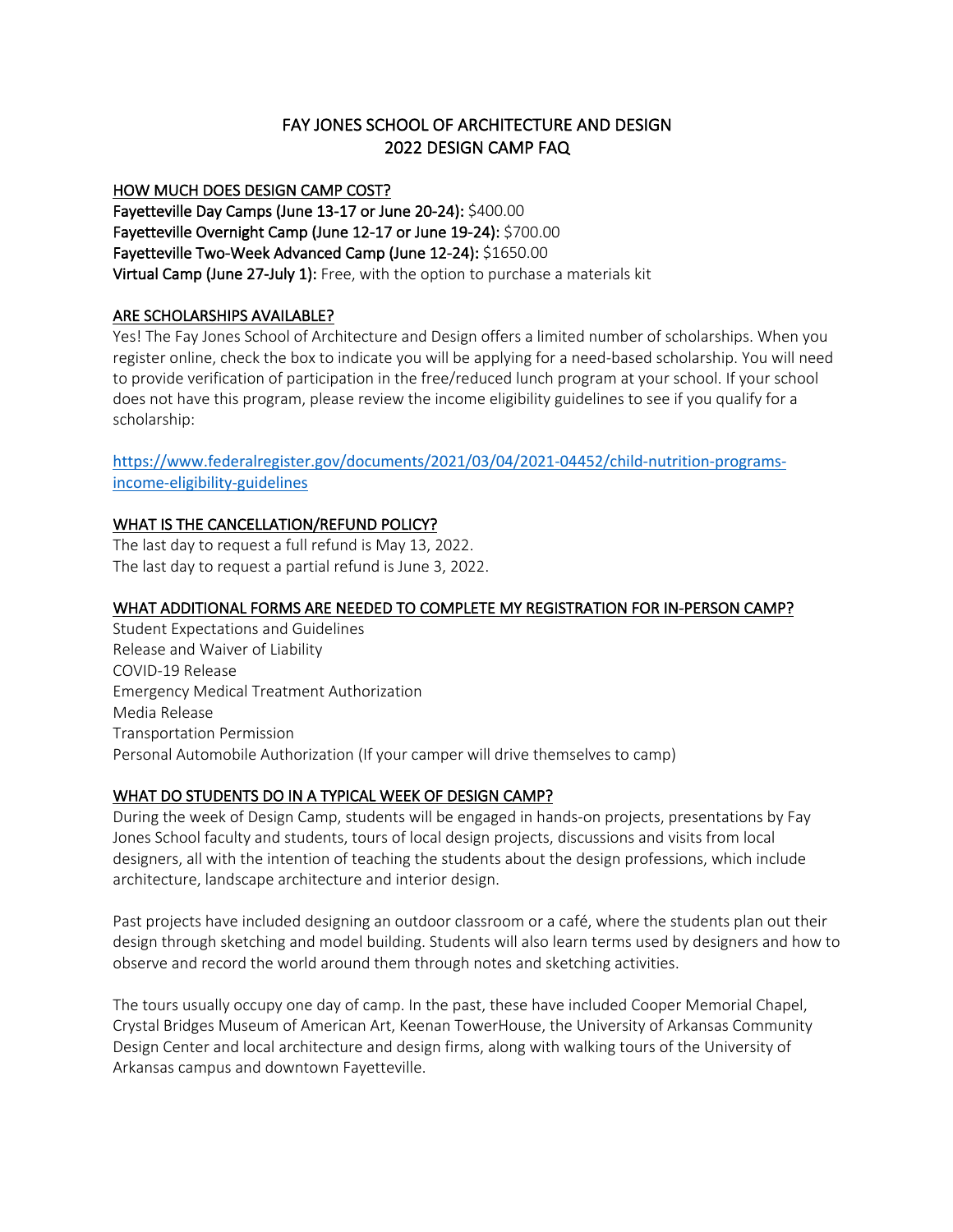# FAY JONES SCHOOL OF ARCHITECTURE AND DESIGN
# 2022 DESIGN CAMP FAQ

## HOW MUCH DOES DESIGN CAMP COST?

**Fayetteville Day Camps (June 13-17 or June 20-24):** $400.00
**Fayetteville Overnight Camp (June 12-17 or June 19-24):** $700.00
**Fayetteville Two-Week Advanced Camp (June 12-24):** $1650.00
**Virtual Camp (June 27-July 1):** Free, with the option to purchase a materials kit

## ARE SCHOLARSHIPS AVAILABLE?

Yes! The Fay Jones School of Architecture and Design offers a limited number of scholarships. When you register online, check the box to indicate you will be applying for a need-based scholarship. You will need to provide verification of participation in the free/reduced lunch program at your school. If your school does not have this program, please review the income eligibility guidelines to see if you qualify for a scholarship:

https://www.federalregister.gov/documents/2021/03/04/2021-04452/child-nutrition-programs-income-eligibility-guidelines

## WHAT IS THE CANCELLATION/REFUND POLICY?

The last day to request a full refund is May 13, 2022.
The last day to request a partial refund is June 3, 2022.

## WHAT ADDITIONAL FORMS ARE NEEDED TO COMPLETE MY REGISTRATION FOR IN-PERSON CAMP?

Student Expectations and Guidelines
Release and Waiver of Liability
COVID-19 Release
Emergency Medical Treatment Authorization
Media Release
Transportation Permission
Personal Automobile Authorization (If your camper will drive themselves to camp)

## WHAT DO STUDENTS DO IN A TYPICAL WEEK OF DESIGN CAMP?

During the week of Design Camp, students will be engaged in hands-on projects, presentations by Fay Jones School faculty and students, tours of local design projects, discussions and visits from local designers, all with the intention of teaching the students about the design professions, which include architecture, landscape architecture and interior design.

Past projects have included designing an outdoor classroom or a café, where the students plan out their design through sketching and model building. Students will also learn terms used by designers and how to observe and record the world around them through notes and sketching activities.

The tours usually occupy one day of camp. In the past, these have included Cooper Memorial Chapel, Crystal Bridges Museum of American Art, Keenan TowerHouse, the University of Arkansas Community Design Center and local architecture and design firms, along with walking tours of the University of Arkansas campus and downtown Fayetteville.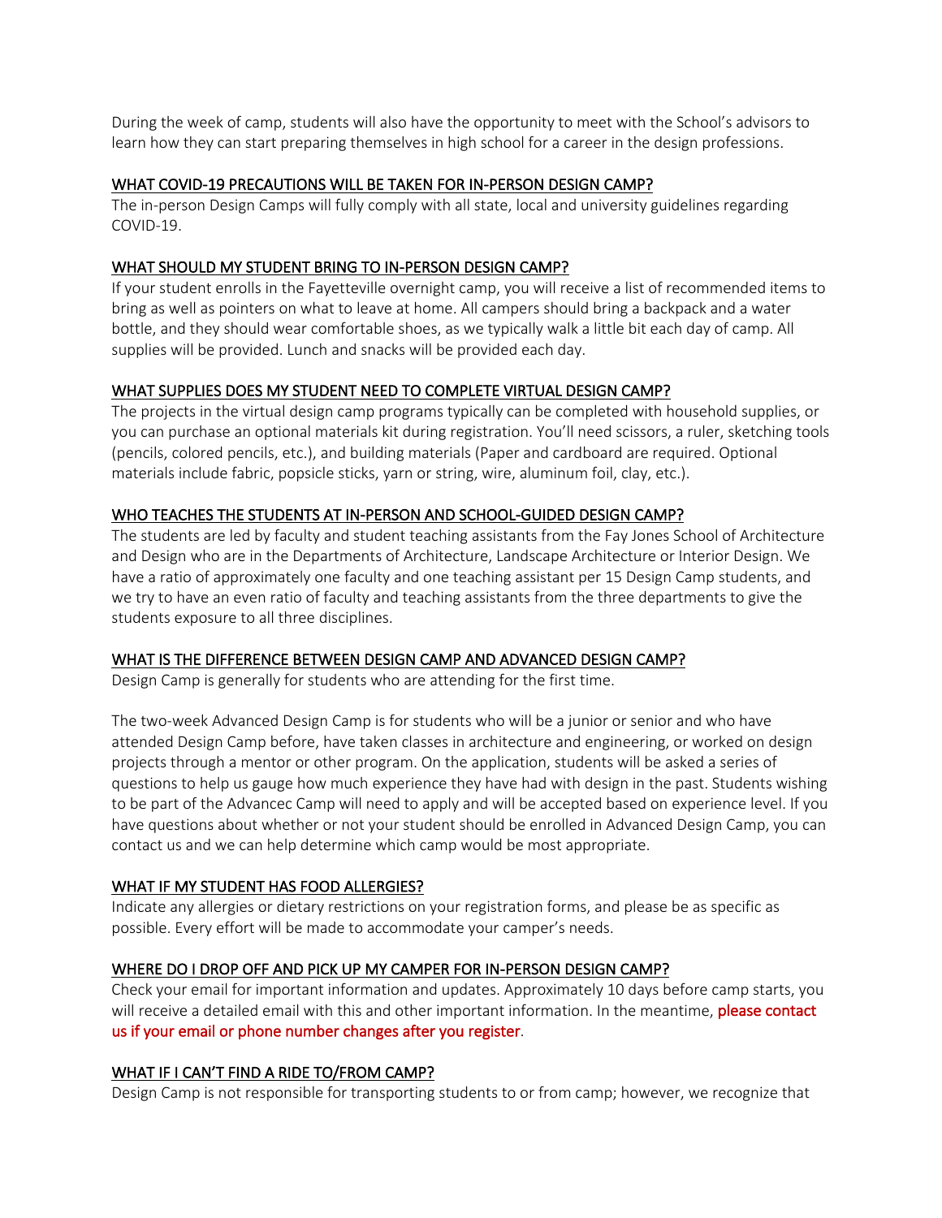During the week of camp, students will also have the opportunity to meet with the School's advisors to learn how they can start preparing themselves in high school for a career in the design professions.

## WHAT COVID-19 PRECAUTIONS WILL BE TAKEN FOR IN-PERSON DESIGN CAMP?

The in-person Design Camps will fully comply with all state, local and university guidelines regarding COVID-19.

## WHAT SHOULD MY STUDENT BRING TO IN-PERSON DESIGN CAMP?

If your student enrolls in the Fayetteville overnight camp, you will receive a list of recommended items to bring as well as pointers on what to leave at home. All campers should bring a backpack and a water bottle, and they should wear comfortable shoes, as we typically walk a little bit each day of camp. All supplies will be provided. Lunch and snacks will be provided each day.

## WHAT SUPPLIES DOES MY STUDENT NEED TO COMPLETE VIRTUAL DESIGN CAMP?

The projects in the virtual design camp programs typically can be completed with household supplies, or you can purchase an optional materials kit during registration. You'll need scissors, a ruler, sketching tools (pencils, colored pencils, etc.), and building materials (Paper and cardboard are required. Optional materials include fabric, popsicle sticks, yarn or string, wire, aluminum foil, clay, etc.).

## WHO TEACHES THE STUDENTS AT IN-PERSON AND SCHOOL-GUIDED DESIGN CAMP?

The students are led by faculty and student teaching assistants from the Fay Jones School of Architecture and Design who are in the Departments of Architecture, Landscape Architecture or Interior Design. We have a ratio of approximately one faculty and one teaching assistant per 15 Design Camp students, and we try to have an even ratio of faculty and teaching assistants from the three departments to give the students exposure to all three disciplines.

## WHAT IS THE DIFFERENCE BETWEEN DESIGN CAMP AND ADVANCED DESIGN CAMP?

Design Camp is generally for students who are attending for the first time.

The two-week Advanced Design Camp is for students who will be a junior or senior and who have attended Design Camp before, have taken classes in architecture and engineering, or worked on design projects through a mentor or other program. On the application, students will be asked a series of questions to help us gauge how much experience they have had with design in the past. Students wishing to be part of the Advancec Camp will need to apply and will be accepted based on experience level. If you have questions about whether or not your student should be enrolled in Advanced Design Camp, you can contact us and we can help determine which camp would be most appropriate.

## WHAT IF MY STUDENT HAS FOOD ALLERGIES?

Indicate any allergies or dietary restrictions on your registration forms, and please be as specific as possible. Every effort will be made to accommodate your camper's needs.

## WHERE DO I DROP OFF AND PICK UP MY CAMPER FOR IN-PERSON DESIGN CAMP?

Check your email for important information and updates. Approximately 10 days before camp starts, you will receive a detailed email with this and other important information. In the meantime, **please contact us if your email or phone number changes after you register**.

## WHAT IF I CAN'T FIND A RIDE TO/FROM CAMP?

Design Camp is not responsible for transporting students to or from camp; however, we recognize that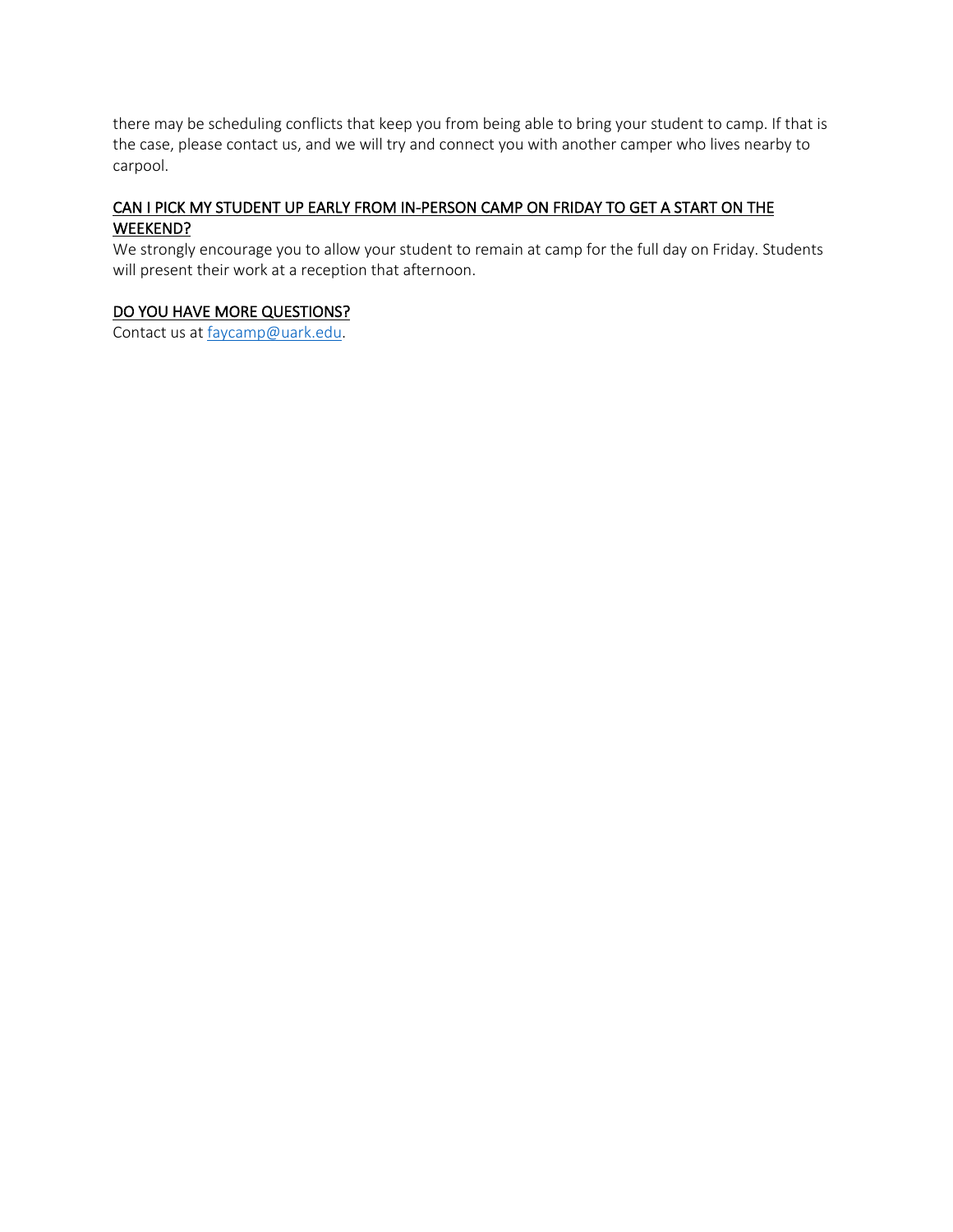there may be scheduling conflicts that keep you from being able to bring your student to camp. If that is the case, please contact us, and we will try and connect you with another camper who lives nearby to carpool.

### CAN I PICK MY STUDENT UP EARLY FROM IN-PERSON CAMP ON FRIDAY TO GET A START ON THE WEEKEND?

We strongly encourage you to allow your student to remain at camp for the full day on Friday. Students will present their work at a reception that afternoon.

### DO YOU HAVE MORE QUESTIONS?

Contact us at [faycamp@uark.edu](mailto:faycamp@uark.edu).